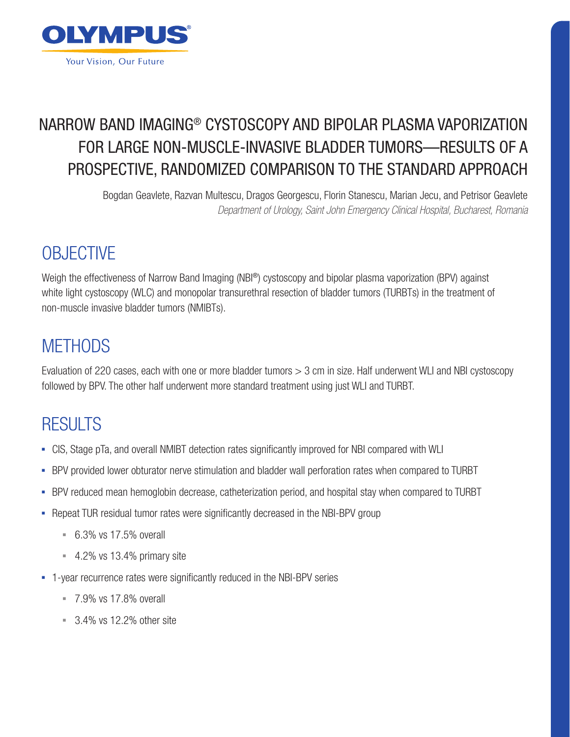OLYMPUS®

Your Vision, Our Future

# NARROW BAND IMAGING® CYSTOSCOPY AND BIPOLAR PLASMA VAPORIZATION FOR LARGE NON-MUSCLE-INVASIVE BLADDER TUMORS—RESULTS OF A PROSPECTIVE, RANDOMIZED COMPARISON TO THE STANDARD APPROACH

Bogdan Geavlete, Razvan Multescu, Dragos Georgescu, Florin Stanescu, Marian Jecu, and Petrisor Geavlete

*Department of Urology, Saint John Emergency Clinical Hospital, Bucharest, Romania*

## OBJECTIVE

Weigh the effectiveness of Narrow Band Imaging (NBI®) cystoscopy and bipolar plasma vaporization (BPV) against white light cystoscopy (WLC) and monopolar transurethral resection of bladder tumors (TURBTs) in the treatment of non-muscle invasive bladder tumors (NMIBTs).

## METHODS

Evaluation of 220 cases, each with one or more bladder tumors > 3 cm in size. Half underwent WLI and NBI cystoscopy followed by BPV. The other half underwent more standard treatment using just WLI and TURBT.

## RESULTS

- CIS, Stage pTa, and overall NMIBT detection rates significantly improved for NBI compared with WLI
- BPV provided lower obturator nerve stimulation and bladder wall perforation rates when compared to TURBT
- BPV reduced mean hemoglobin decrease, catheterization period, and hospital stay when compared to TURBT
- Repeat TUR residual tumor rates were significantly decreased in the NBI-BPV group
  - 6.3% vs 17.5% overall
  - 4.2% vs 13.4% primary site
- 1-year recurrence rates were significantly reduced in the NBI-BPV series
  - 7.9% vs 17.8% overall
  - 3.4% vs 12.2% other site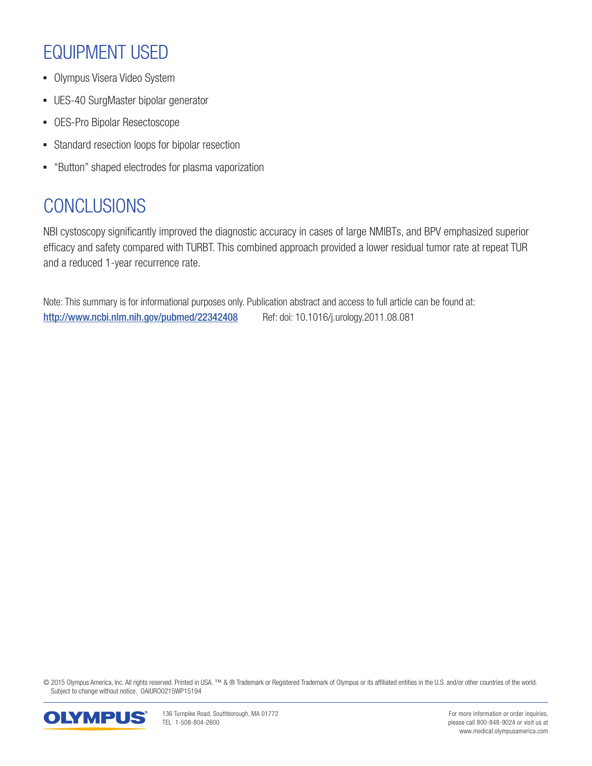## EQUIPMENT USED

- Olympus Visera Video System
- UES-40 SurgMaster bipolar generator
- OES-Pro Bipolar Resectoscope
- Standard resection loops for bipolar resection
- "Button" shaped electrodes for plasma vaporization

## CONCLUSIONS

NBI cystoscopy significantly improved the diagnostic accuracy in cases of large NMIBTs, and BPV emphasized superior efficacy and safety compared with TURBT. This combined approach provided a lower residual tumor rate at repeat TUR and a reduced 1-year recurrence rate.

Note: This summary is for informational purposes only. Publication abstract and access to full article can be found at:
http://www.ncbi.nlm.nih.gov/pubmed/22342408 Ref: doi: 10.1016/j.urology.2011.08.081

© 2015 Olympus America, Inc. All rights reserved. Printed in USA. ™ & ® Trademark or Registered Trademark of Olympus or its affiliated entities in the U.S. and/or other countries of the world. Subject to change without notice. OAIURO0215WP15194

OLYMPUS®

136 Turnpike Road, Southborough, MA 01772
TEL 1-508-804-2600

For more information or order inquiries, please call 800-848-9024 or visit us at www.medical.olympusamerica.com